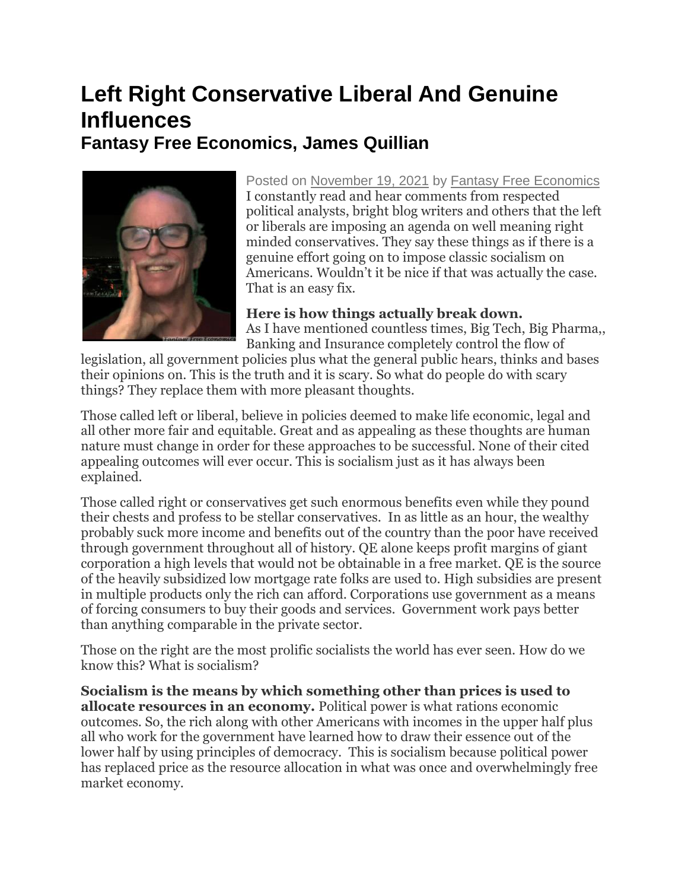# Left Right Conservative Liberal And Genuine Influences

## Fantasy Free Economics, James Quillian

Posted on November 19, 2021 by Fantasy Free Economics

I constantly read and hear comments from respected political analysts, bright blog writers and others that the left or liberals are imposing an agenda on well meaning right minded conservatives. They say these things as if there is a genuine effort going on to impose classic socialism on Americans. Wouldn't it be nice if that was actually the case. That is an easy fix.

**Here is how things actually break down.**

As I have mentioned countless times, Big Tech, Big Pharma,, Banking and Insurance completely control the flow of legislation, all government policies plus what the general public hears, thinks and bases their opinions on. This is the truth and it is scary. So what do people do with scary things? They replace them with more pleasant thoughts.

Those called left or liberal, believe in policies deemed to make life economic, legal and all other more fair and equitable. Great and as appealing as these thoughts are human nature must change in order for these approaches to be successful. None of their cited appealing outcomes will ever occur. This is socialism just as it has always been explained.

Those called right or conservatives get such enormous benefits even while they pound their chests and profess to be stellar conservatives. In as little as an hour, the wealthy probably suck more income and benefits out of the country than the poor have received through government throughout all of history. QE alone keeps profit margins of giant corporation a high levels that would not be obtainable in a free market. QE is the source of the heavily subsidized low mortgage rate folks are used to. High subsidies are present in multiple products only the rich can afford. Corporations use government as a means of forcing consumers to buy their goods and services. Government work pays better than anything comparable in the private sector.

Those on the right are the most prolific socialists the world has ever seen. How do we know this? What is socialism?

**Socialism is the means by which something other than prices is used to allocate resources in an economy.** Political power is what rations economic outcomes. So, the rich along with other Americans with incomes in the upper half plus all who work for the government have learned how to draw their essence out of the lower half by using principles of democracy. This is socialism because political power has replaced price as the resource allocation in what was once and overwhelmingly free market economy.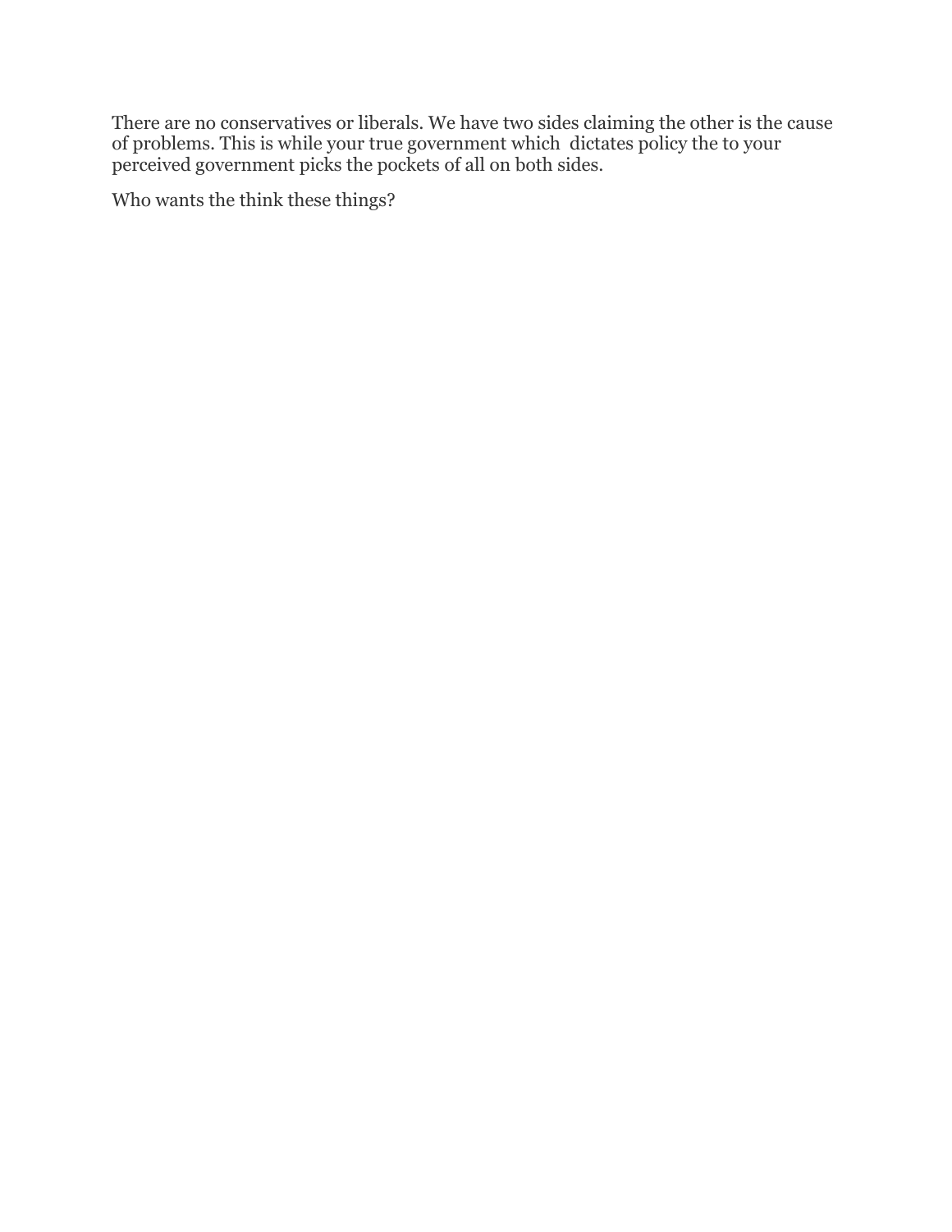There are no conservatives or liberals. We have two sides claiming the other is the cause of problems. This is while your true government which  dictates policy the to your perceived government picks the pockets of all on both sides.

Who wants the think these things?